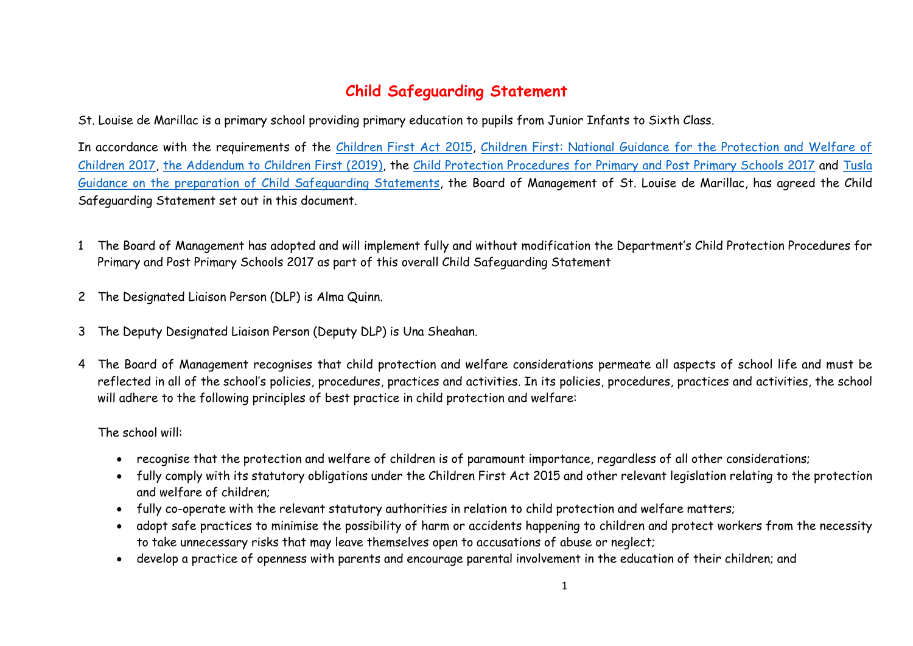# Child Safeguarding Statement

St. Louise de Marillac is a primary school providing primary education to pupils from Junior Infants to Sixth Class.

In accordance with the requirements of the Children First Act 2015, Children First: National Guidance for the Protection and Welfare of Children 2017, the Addendum to Children First (2019), the Child Protection Procedures for Primary and Post Primary Schools 2017 and Tusla Guidance on the preparation of Child Safeguarding Statements, the Board of Management of St. Louise de Marillac, has agreed the Child Safeguarding Statement set out in this document.

1 The Board of Management has adopted and will implement fully and without modification the Department's Child Protection Procedures for Primary and Post Primary Schools 2017 as part of this overall Child Safeguarding Statement

2 The Designated Liaison Person (DLP) is Alma Quinn.

3 The Deputy Designated Liaison Person (Deputy DLP) is Una Sheahan.

4 The Board of Management recognises that child protection and welfare considerations permeate all aspects of school life and must be reflected in all of the school's policies, procedures, practices and activities. In its policies, procedures, practices and activities, the school will adhere to the following principles of best practice in child protection and welfare:

The school will:

- recognise that the protection and welfare of children is of paramount importance, regardless of all other considerations;
- fully comply with its statutory obligations under the Children First Act 2015 and other relevant legislation relating to the protection and welfare of children;
- fully co-operate with the relevant statutory authorities in relation to child protection and welfare matters;
- adopt safe practices to minimise the possibility of harm or accidents happening to children and protect workers from the necessity to take unnecessary risks that may leave themselves open to accusations of abuse or neglect;
- develop a practice of openness with parents and encourage parental involvement in the education of their children; and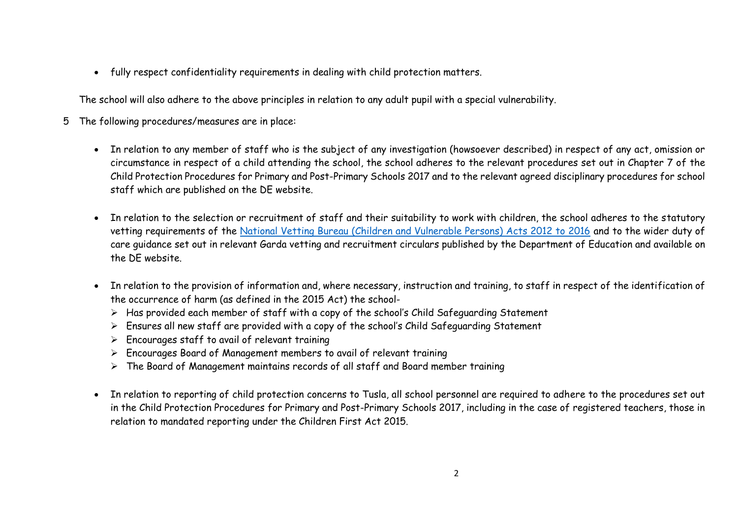- fully respect confidentiality requirements in dealing with child protection matters.

The school will also adhere to the above principles in relation to any adult pupil with a special vulnerability.

5 The following procedures/measures are in place:

- In relation to any member of staff who is the subject of any investigation (howsoever described) in respect of any act, omission or circumstance in respect of a child attending the school, the school adheres to the relevant procedures set out in Chapter 7 of the Child Protection Procedures for Primary and Post-Primary Schools 2017 and to the relevant agreed disciplinary procedures for school staff which are published on the DE website.

- In relation to the selection or recruitment of staff and their suitability to work with children, the school adheres to the statutory vetting requirements of the National Vetting Bureau (Children and Vulnerable Persons) Acts 2012 to 2016 and to the wider duty of care guidance set out in relevant Garda vetting and recruitment circulars published by the Department of Education and available on the DE website.

- In relation to the provision of information and, where necessary, instruction and training, to staff in respect of the identification of the occurrence of harm (as defined in the 2015 Act) the school-
  - Has provided each member of staff with a copy of the school's Child Safeguarding Statement
  - Ensures all new staff are provided with a copy of the school's Child Safeguarding Statement
  - Encourages staff to avail of relevant training
  - Encourages Board of Management members to avail of relevant training
  - The Board of Management maintains records of all staff and Board member training

- In relation to reporting of child protection concerns to Tusla, all school personnel are required to adhere to the procedures set out in the Child Protection Procedures for Primary and Post-Primary Schools 2017, including in the case of registered teachers, those in relation to mandated reporting under the Children First Act 2015.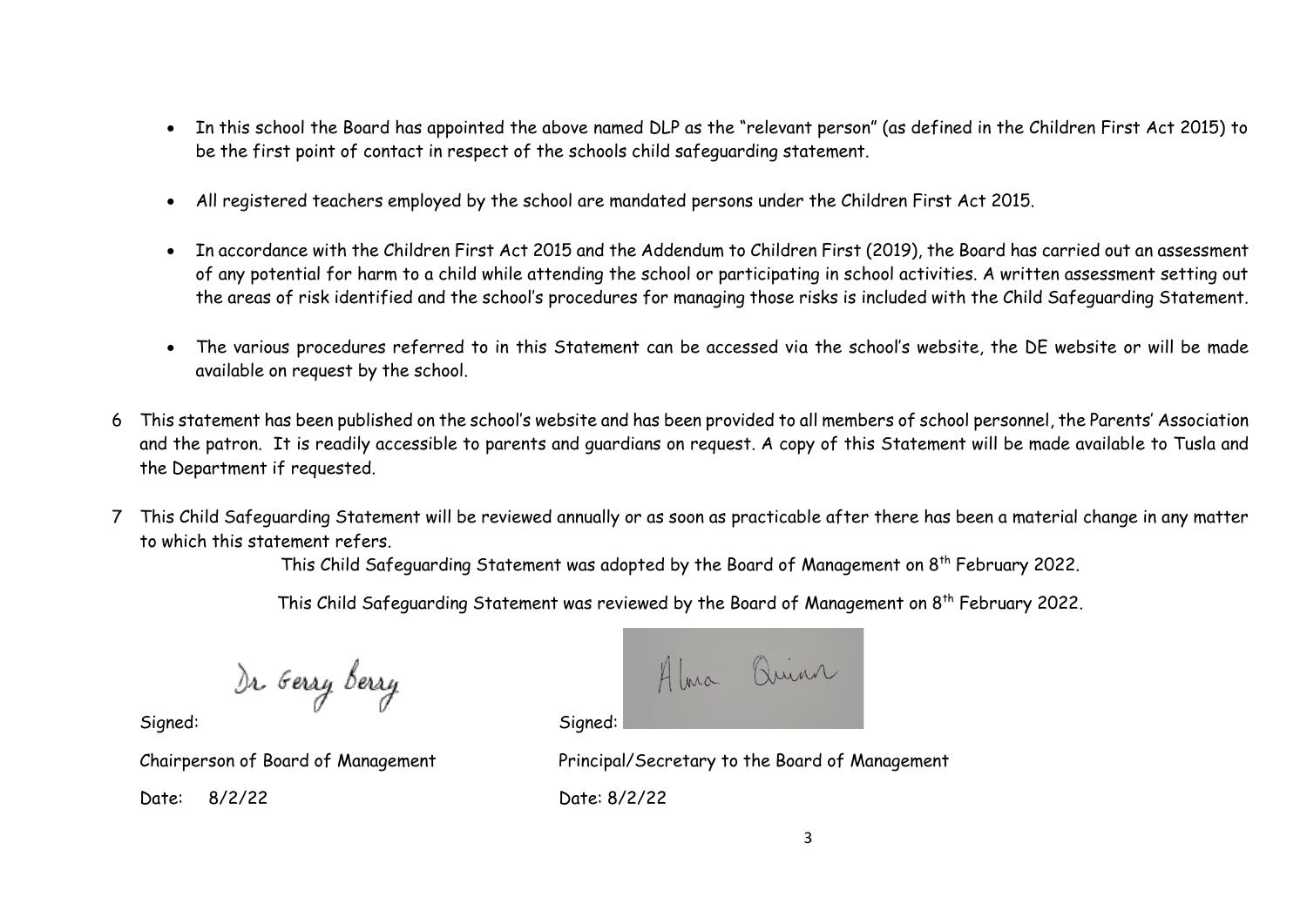- In this school the Board has appointed the above named DLP as the "relevant person" (as defined in the Children First Act 2015) to be the first point of contact in respect of the schools child safeguarding statement.

- All registered teachers employed by the school are mandated persons under the Children First Act 2015.

- In accordance with the Children First Act 2015 and the Addendum to Children First (2019), the Board has carried out an assessment of any potential for harm to a child while attending the school or participating in school activities. A written assessment setting out the areas of risk identified and the school's procedures for managing those risks is included with the Child Safeguarding Statement.

- The various procedures referred to in this Statement can be accessed via the school's website, the DE website or will be made available on request by the school.

6 This statement has been published on the school's website and has been provided to all members of school personnel, the Parents' Association and the patron. It is readily accessible to parents and guardians on request. A copy of this Statement will be made available to Tusla and the Department if requested.

7 This Child Safeguarding Statement will be reviewed annually or as soon as practicable after there has been a material change in any matter to which this statement refers.

This Child Safeguarding Statement was adopted by the Board of Management on 8th February 2022.

This Child Safeguarding Statement was reviewed by the Board of Management on 8th February 2022.

Signed: Dr Gerry Berry

Chairperson of Board of Management

Date: 8/2/22

Signed: Alma Quinn

Principal/Secretary to the Board of Management

Date: 8/2/22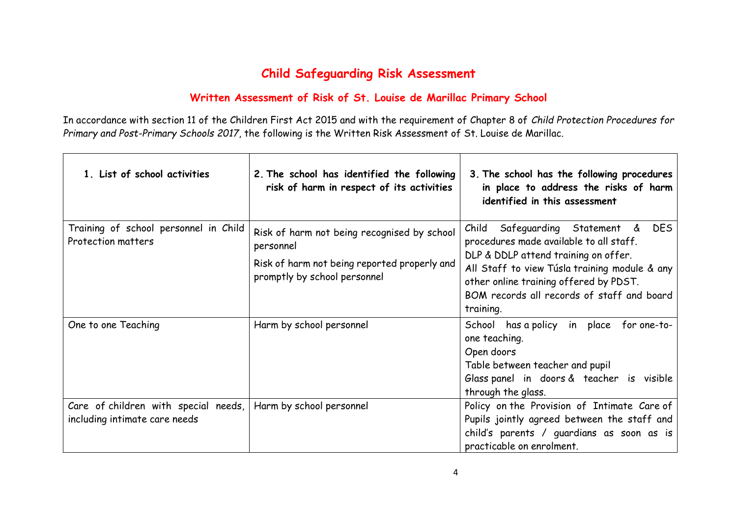# Child Safeguarding Risk Assessment

## Written Assessment of Risk of St. Louise de Marillac Primary School

In accordance with section 11 of the Children First Act 2015 and with the requirement of Chapter 8 of *Child Protection Procedures for Primary and Post-Primary Schools 2017*, the following is the Written Risk Assessment of St. Louise de Marillac.

| 1. List of school activities | 2. The school has identified the following risk of harm in respect of its activities | 3. The school has the following procedures in place to address the risks of harm identified in this assessment |
|---|---|---|
| Training of school personnel in Child Protection matters | Risk of harm not being recognised by school personnel<br>Risk of harm not being reported properly and promptly by school personnel | Child Safeguarding Statement & DES procedures made available to all staff.<br>DLP & DDLP attend training on offer.<br>All Staff to view Túsla training module & any other online training offered by PDST.<br>BOM records all records of staff and board training. |
| One to one Teaching | Harm by school personnel | School has a policy in place for one-to-one teaching.<br>Open doors<br>Table between teacher and pupil<br>Glass panel in doors & teacher is visible through the glass. |
| Care of children with special needs, including intimate care needs | Harm by school personnel | Policy on the Provision of Intimate Care of Pupils jointly agreed between the staff and child's parents / guardians as soon as is practicable on enrolment. |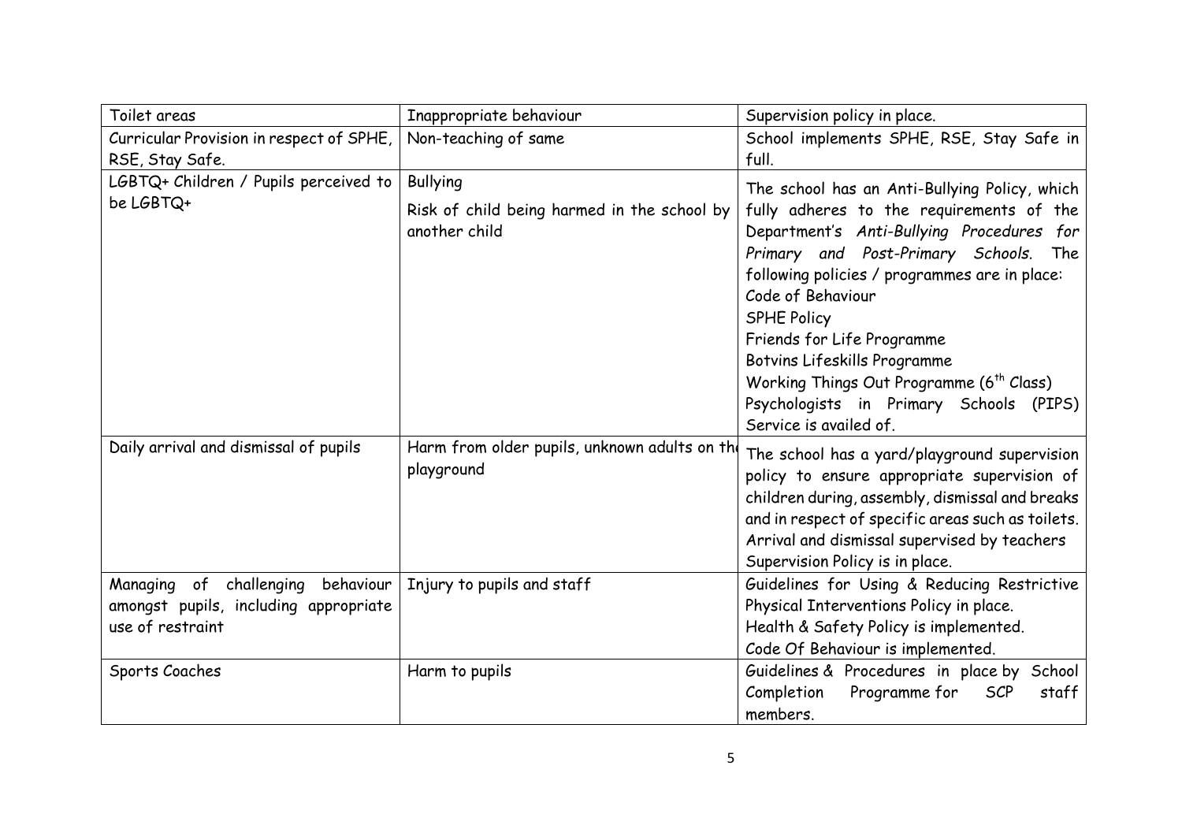| Toilet areas | Inappropriate behaviour | Supervision policy in place. |
|---|---|---|
| Curricular Provision in respect of SPHE, RSE, Stay Safe. | Non-teaching of same | School implements SPHE, RSE, Stay Safe in full. |
| LGBTQ+ Children / Pupils perceived to be LGBTQ+ | Bullying<br>Risk of child being harmed in the school by another child | The school has an Anti-Bullying Policy, which fully adheres to the requirements of the Department's *Anti-Bullying Procedures for Primary and Post-Primary Schools*. The following policies / programmes are in place:<br>Code of Behaviour<br>SPHE Policy<br>Friends for Life Programme<br>Botvins Lifeskills Programme<br>Working Things Out Programme (6th Class)<br>Psychologists in Primary Schools (PIPS) Service is availed of. |
| Daily arrival and dismissal of pupils | Harm from older pupils, unknown adults on the playground | The school has a yard/playground supervision policy to ensure appropriate supervision of children during, assembly, dismissal and breaks and in respect of specific areas such as toilets.<br>Arrival and dismissal supervised by teachers<br>Supervision Policy is in place. |
| Managing of challenging behaviour amongst pupils, including appropriate use of restraint | Injury to pupils and staff | Guidelines for Using & Reducing Restrictive Physical Interventions Policy in place.<br>Health & Safety Policy is implemented.<br>Code Of Behaviour is implemented. |
| Sports Coaches | Harm to pupils | Guidelines & Procedures in place by School Completion Programme for SCP staff members. |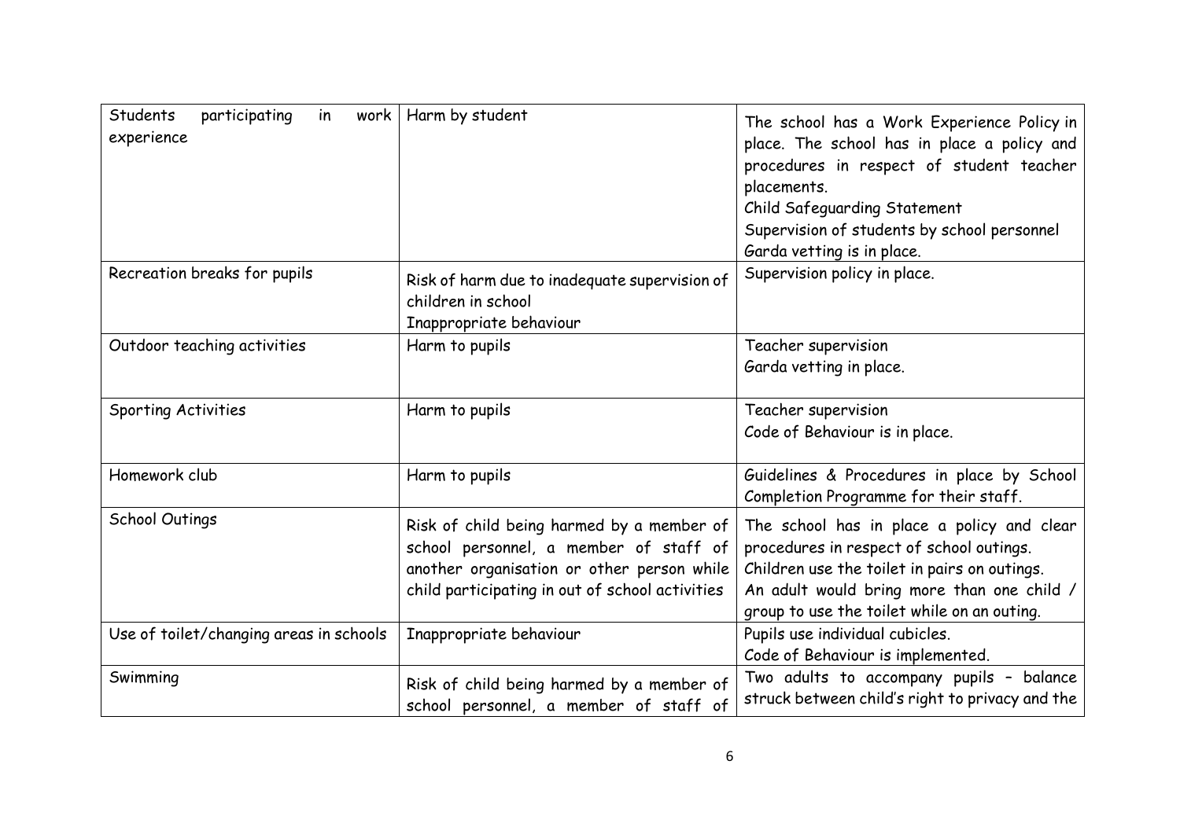| Students participating in work experience | Harm by student | The school has a Work Experience Policy in place. The school has in place a policy and procedures in respect of student teacher placements.<br>Child Safeguarding Statement<br>Supervision of students by school personnel<br>Garda vetting is in place. |
|---|---|---|
| Recreation breaks for pupils | Risk of harm due to inadequate supervision of children in school<br>Inappropriate behaviour | Supervision policy in place. |
| Outdoor teaching activities | Harm to pupils | Teacher supervision<br>Garda vetting in place. |
| Sporting Activities | Harm to pupils | Teacher supervision<br>Code of Behaviour is in place. |
| Homework club | Harm to pupils | Guidelines & Procedures in place by School Completion Programme for their staff. |
| School Outings | Risk of child being harmed by a member of school personnel, a member of staff of another organisation or other person while child participating in out of school activities | The school has in place a policy and clear procedures in respect of school outings.<br>Children use the toilet in pairs on outings.<br>An adult would bring more than one child / group to use the toilet while on an outing. |
| Use of toilet/changing areas in schools | Inappropriate behaviour | Pupils use individual cubicles.<br>Code of Behaviour is implemented. |
| Swimming | Risk of child being harmed by a member of school personnel, a member of staff of | Two adults to accompany pupils – balance struck between child's right to privacy and the |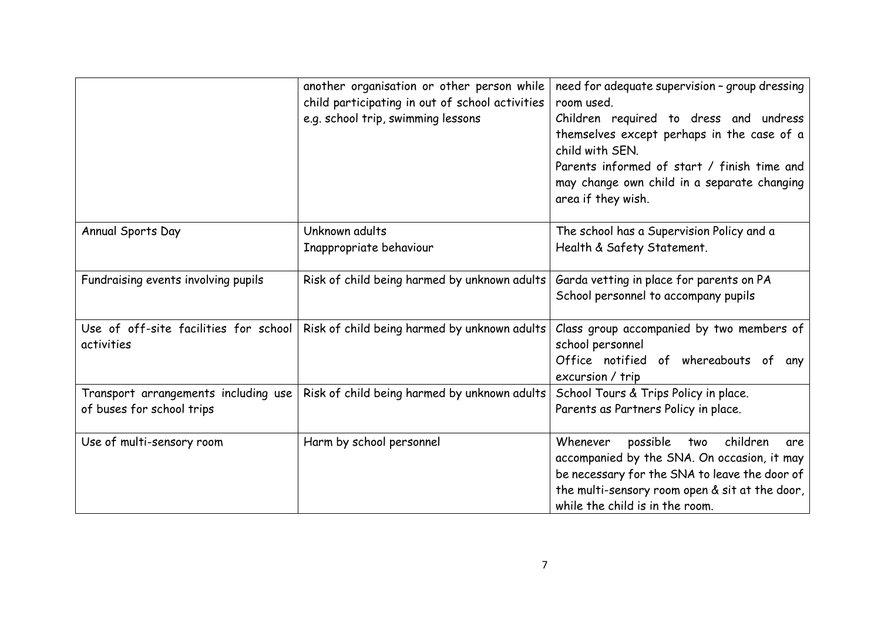| | | |
|---|---|---|
| | another organisation or other person while child participating in out of school activities e.g. school trip, swimming lessons | need for adequate supervision – group dressing room used.<br>Children required to dress and undress themselves except perhaps in the case of a child with SEN.<br>Parents informed of start / finish time and may change own child in a separate changing area if they wish. |
| Annual Sports Day | Unknown adults<br>Inappropriate behaviour | The school has a Supervision Policy and a Health & Safety Statement. |
| Fundraising events involving pupils | Risk of child being harmed by unknown adults | Garda vetting in place for parents on PA<br>School personnel to accompany pupils |
| Use of off-site facilities for school activities | Risk of child being harmed by unknown adults | Class group accompanied by two members of school personnel<br>Office notified of whereabouts of any excursion / trip |
| Transport arrangements including use of buses for school trips | Risk of child being harmed by unknown adults | School Tours & Trips Policy in place.<br>Parents as Partners Policy in place. |
| Use of multi-sensory room | Harm by school personnel | Whenever possible two children are accompanied by the SNA. On occasion, it may be necessary for the SNA to leave the door of the multi-sensory room open & sit at the door, while the child is in the room. |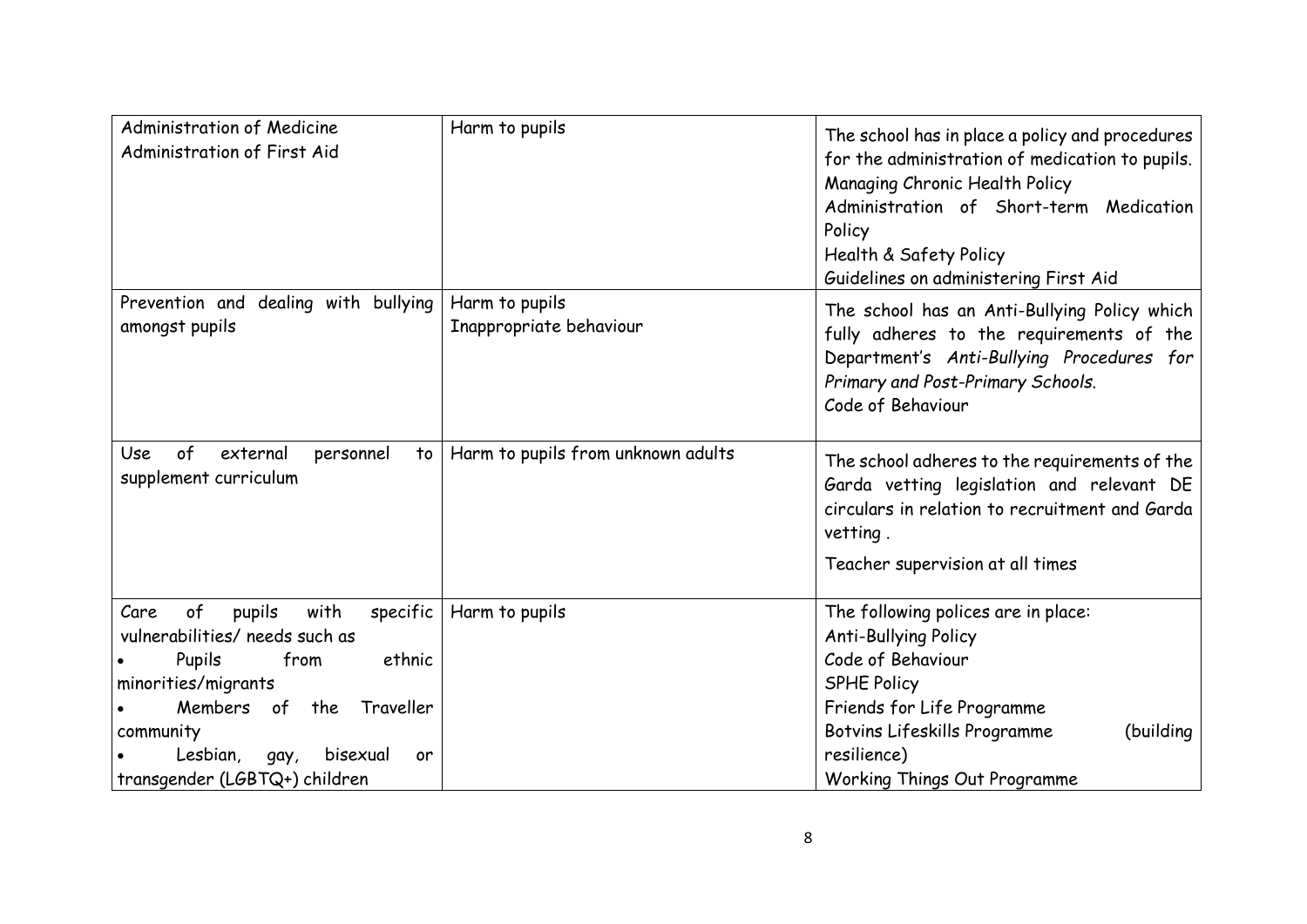| | | |
|---|---|---|
| Administration of Medicine<br>Administration of First Aid | Harm to pupils | The school has in place a policy and procedures for the administration of medication to pupils.<br>Managing Chronic Health Policy<br>Administration of Short-term Medication Policy<br>Health & Safety Policy<br>Guidelines on administering First Aid |
| Prevention and dealing with bullying amongst pupils | Harm to pupils<br>Inappropriate behaviour | The school has an Anti-Bullying Policy which fully adheres to the requirements of the Department's *Anti-Bullying Procedures for Primary and Post-Primary Schools.*<br>Code of Behaviour |
| Use of external personnel to supplement curriculum | Harm to pupils from unknown adults | The school adheres to the requirements of the Garda vetting legislation and relevant DE circulars in relation to recruitment and Garda vetting .<br>Teacher supervision at all times |
| Care of pupils with specific vulnerabilities/ needs such as<br>• Pupils from ethnic minorities/migrants<br>• Members of the Traveller community<br>• Lesbian, gay, bisexual or transgender (LGBTQ+) children | Harm to pupils | The following polices are in place:<br>Anti-Bullying Policy<br>Code of Behaviour<br>SPHE Policy<br>Friends for Life Programme<br>Botvins Lifeskills Programme (building resilience)<br>Working Things Out Programme |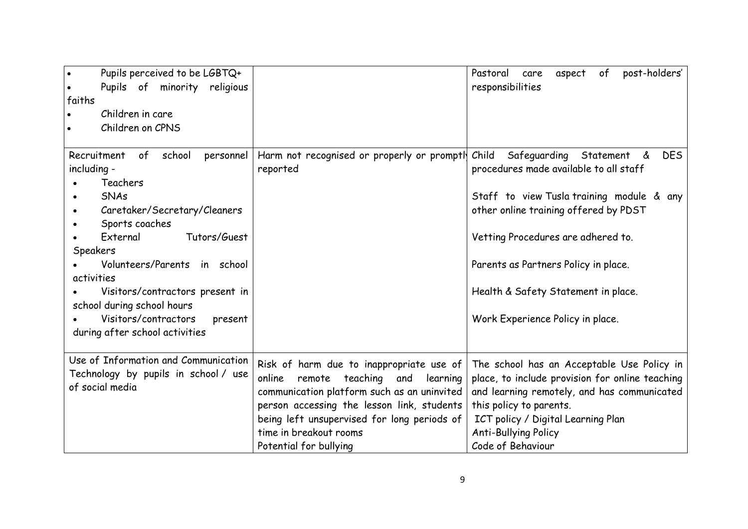| | | |
|---|---|---|
| • Pupils perceived to be LGBTQ+<br>• Pupils of minority religious faiths<br>• Children in care<br>• Children on CPNS | | Pastoral care aspect of post-holders' responsibilities |
| Recruitment of school personnel including -<br>• Teachers<br>• SNAs<br>• Caretaker/Secretary/Cleaners<br>• Sports coaches<br>• External Tutors/Guest Speakers<br>• Volunteers/Parents in school activities<br>• Visitors/contractors present in school during school hours<br>• Visitors/contractors present during after school activities | Harm not recognised or properly or promptly reported | Child Safeguarding Statement & DES procedures made available to all staff<br><br>Staff to view Tusla training module & any other online training offered by PDST<br><br>Vetting Procedures are adhered to.<br><br>Parents as Partners Policy in place.<br><br>Health & Safety Statement in place.<br><br>Work Experience Policy in place. |
| Use of Information and Communication Technology by pupils in school / use of social media | Risk of harm due to inappropriate use of online remote teaching and learning communication platform such as an uninvited person accessing the lesson link, students being left unsupervised for long periods of time in breakout rooms<br>Potential for bullying | The school has an Acceptable Use Policy in place, to include provision for online teaching and learning remotely, and has communicated this policy to parents.<br>ICT policy / Digital Learning Plan<br>Anti-Bullying Policy<br>Code of Behaviour |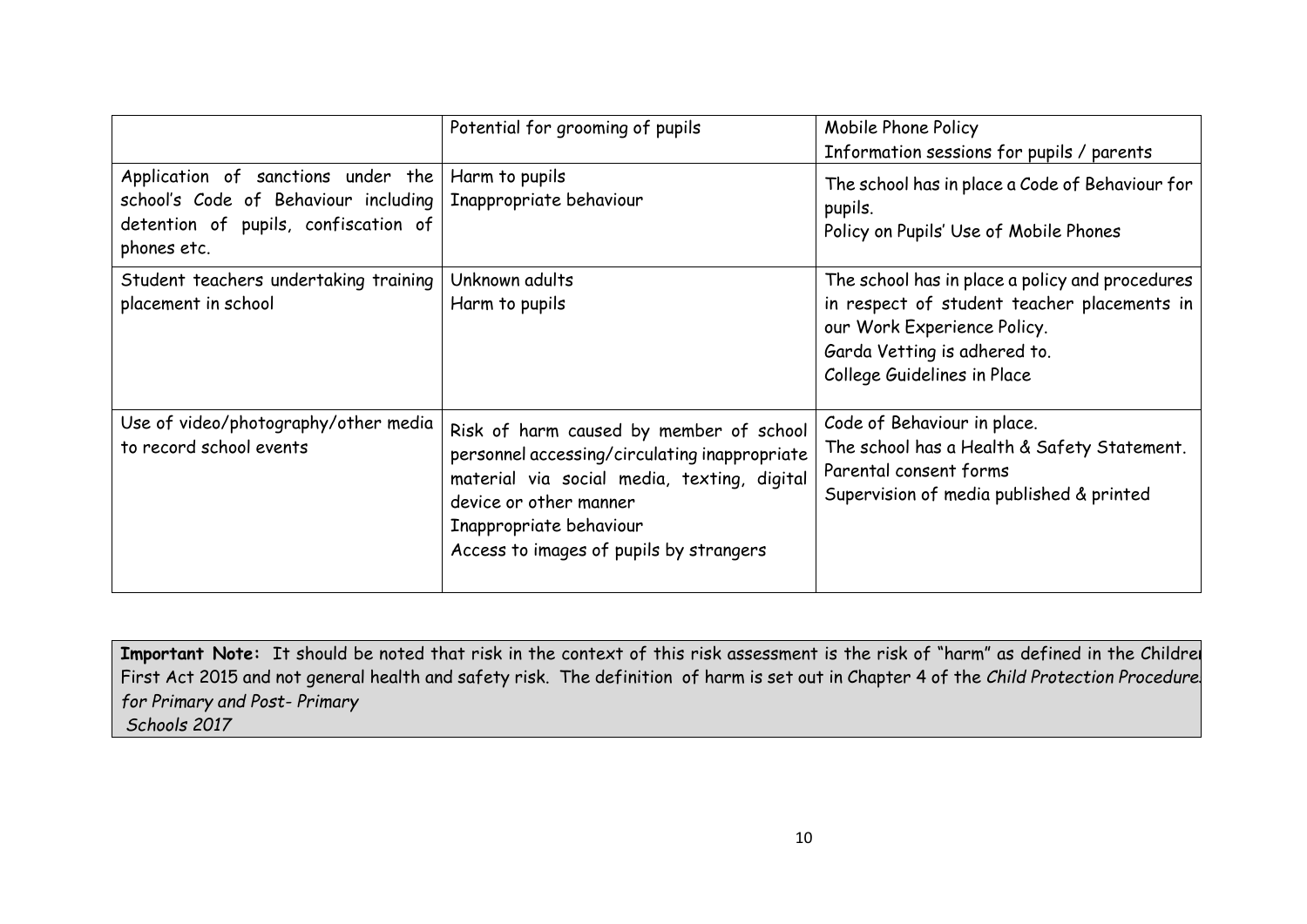| | | |
|---|---|---|
| | Potential for grooming of pupils | Mobile Phone Policy<br>Information sessions for pupils / parents |
| Application of sanctions under the school's Code of Behaviour including detention of pupils, confiscation of phones etc. | Harm to pupils<br>Inappropriate behaviour | The school has in place a Code of Behaviour for pupils.<br>Policy on Pupils' Use of Mobile Phones |
| Student teachers undertaking training placement in school | Unknown adults<br>Harm to pupils | The school has in place a policy and procedures in respect of student teacher placements in our Work Experience Policy.<br>Garda Vetting is adhered to.<br>College Guidelines in Place |
| Use of video/photography/other media to record school events | Risk of harm caused by member of school personnel accessing/circulating inappropriate material via social media, texting, digital device or other manner<br>Inappropriate behaviour<br>Access to images of pupils by strangers | Code of Behaviour in place.<br>The school has a Health & Safety Statement.<br>Parental consent forms<br>Supervision of media published & printed |

**Important Note:** It should be noted that risk in the context of this risk assessment is the risk of "harm" as defined in the Children First Act 2015 and not general health and safety risk. The definition of harm is set out in Chapter 4 of the *Child Protection Procedures for Primary and Post- Primary Schools 2017*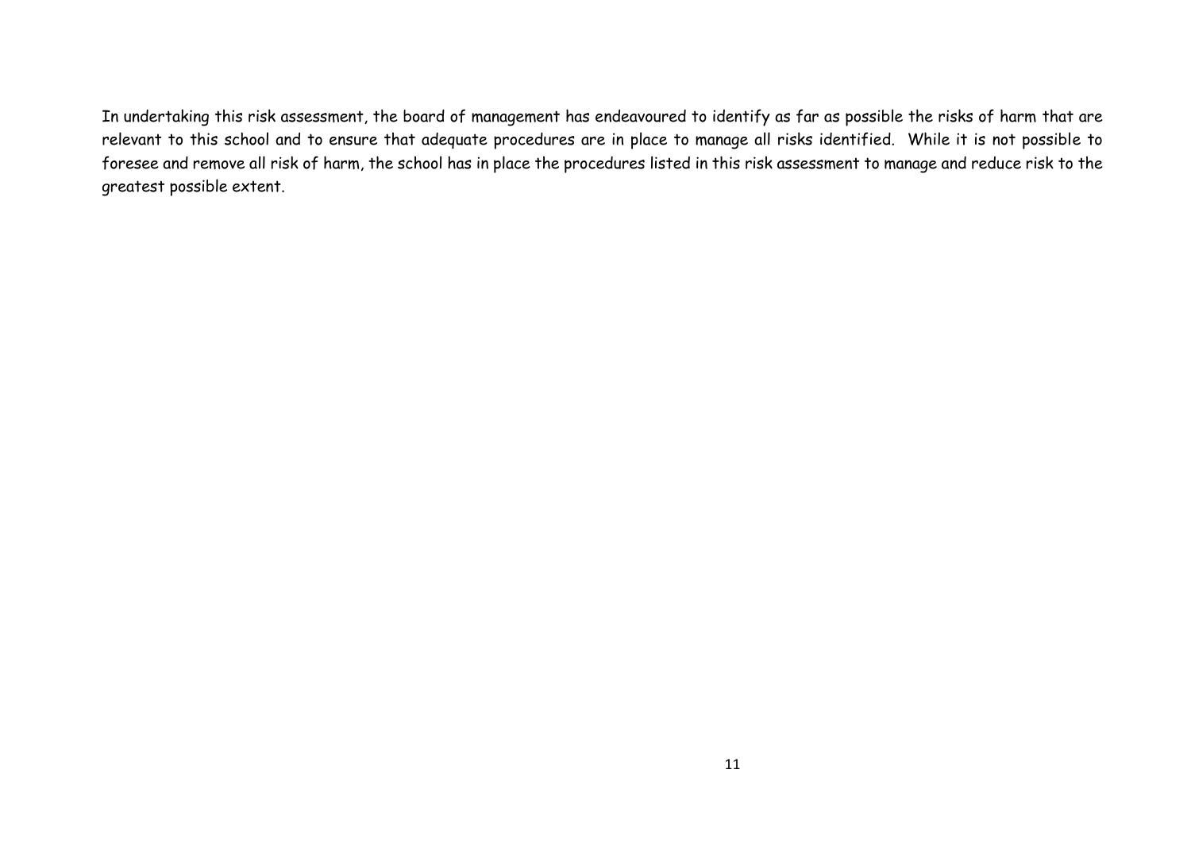In undertaking this risk assessment, the board of management has endeavoured to identify as far as possible the risks of harm that are relevant to this school and to ensure that adequate procedures are in place to manage all risks identified. While it is not possible to foresee and remove all risk of harm, the school has in place the procedures listed in this risk assessment to manage and reduce risk to the greatest possible extent.